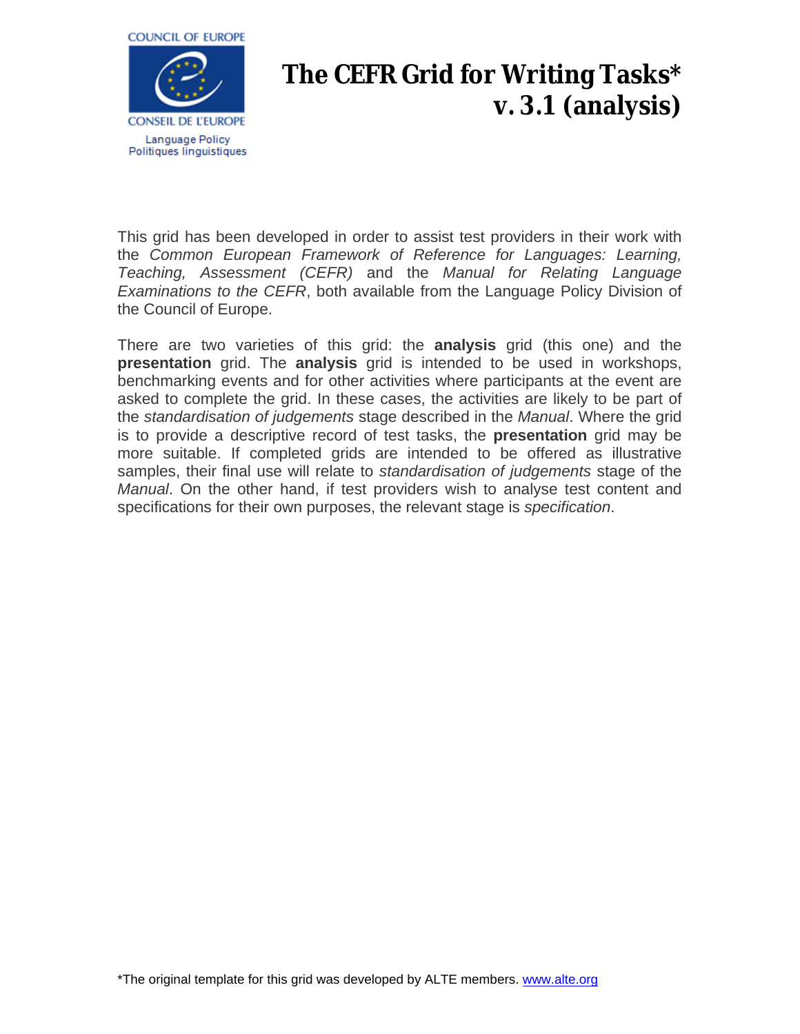COUNCIL OF EUROPE

CONSEIL DE L'EUROPE

Language Policy
Politiques linguistiques

# The CEFR Grid for Writing Tasks* v. 3.1 (analysis)

This grid has been developed in order to assist test providers in their work with the *Common European Framework of Reference for Languages: Learning, Teaching, Assessment (CEFR)* and the *Manual for Relating Language Examinations to the CEFR*, both available from the Language Policy Division of the Council of Europe.

There are two varieties of this grid: the **analysis** grid (this one) and the **presentation** grid. The **analysis** grid is intended to be used in workshops, benchmarking events and for other activities where participants at the event are asked to complete the grid. In these cases, the activities are likely to be part of the *standardisation of judgements* stage described in the *Manual*. Where the grid is to provide a descriptive record of test tasks, the **presentation** grid may be more suitable. If completed grids are intended to be offered as illustrative samples, their final use will relate to *standardisation of judgements* stage of the *Manual*. On the other hand, if test providers wish to analyse test content and specifications for their own purposes, the relevant stage is *specification*.

*The original template for this grid was developed by ALTE members. www.alte.org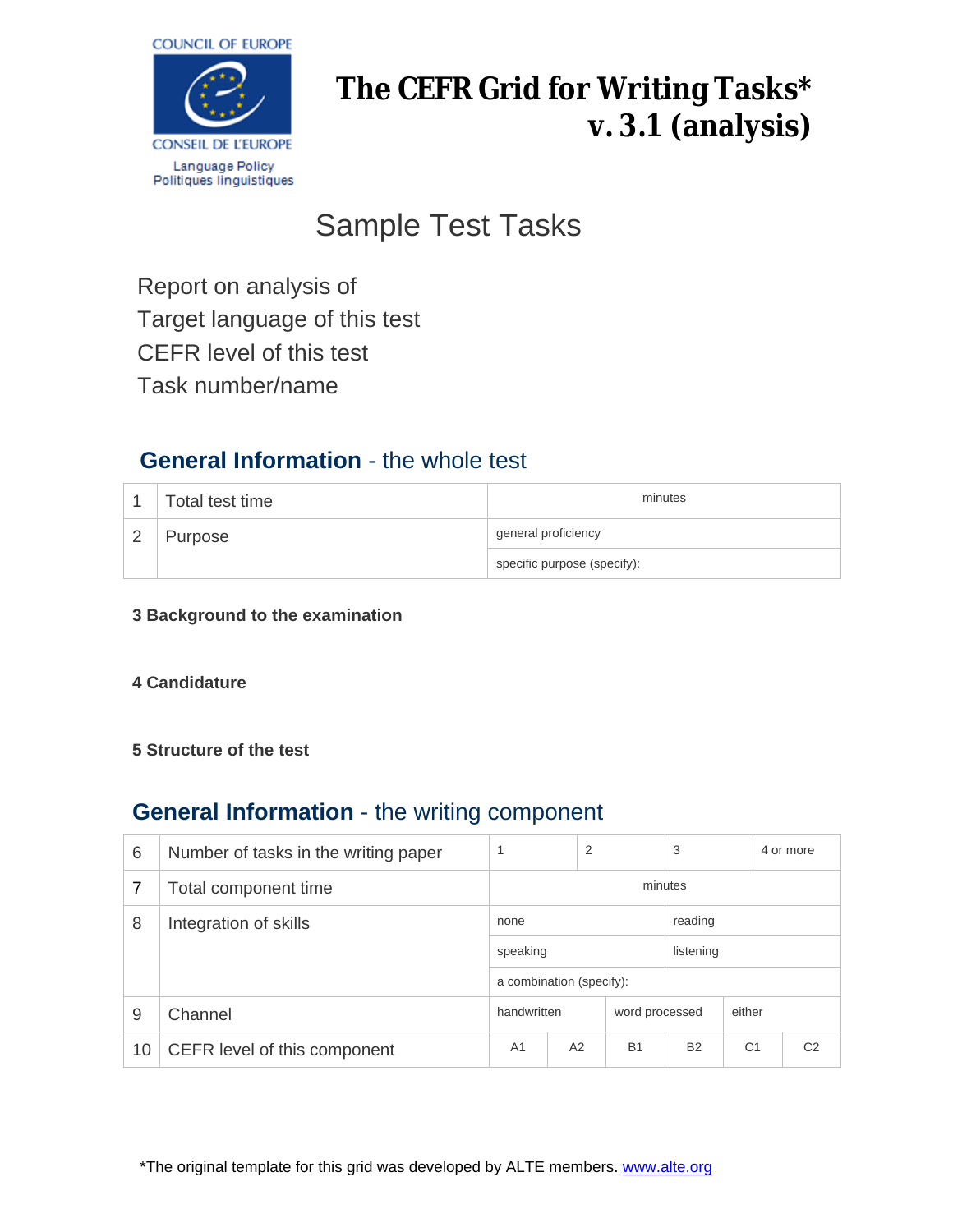COUNCIL OF EUROPE

CONSEIL DE L'EUROPE

Language Policy
Politiques linguistiques

# The CEFR Grid for Writing Tasks* v. 3.1 (analysis)

## Sample Test Tasks

Report on analysis of

Target language of this test

CEFR level of this test

Task number/name

## General Information - the whole test

| | | |
|---|---|---|
| 1 | Total test time | minutes |
| 2 | Purpose | general proficiency |
| | | specific purpose (specify): |

**3 Background to the examination**

**4 Candidature**

**5 Structure of the test**

## General Information - the writing component

| | | | | | | | |
|---|---|---|---|---|---|---|---|
| 6 | Number of tasks in the writing paper | 1 | 2 | 3 | 4 or more | | |
| 7 | Total component time | minutes | | | | | |
| 8 | Integration of skills | none | | reading | | | |
| | | speaking | | listening | | | |
| | | a combination (specify): | | | | | |
| 9 | Channel | handwritten | | word processed | | either | |
| 10 | CEFR level of this component | A1 | A2 | B1 | B2 | C1 | C2 |

*The original template for this grid was developed by ALTE members. www.alte.org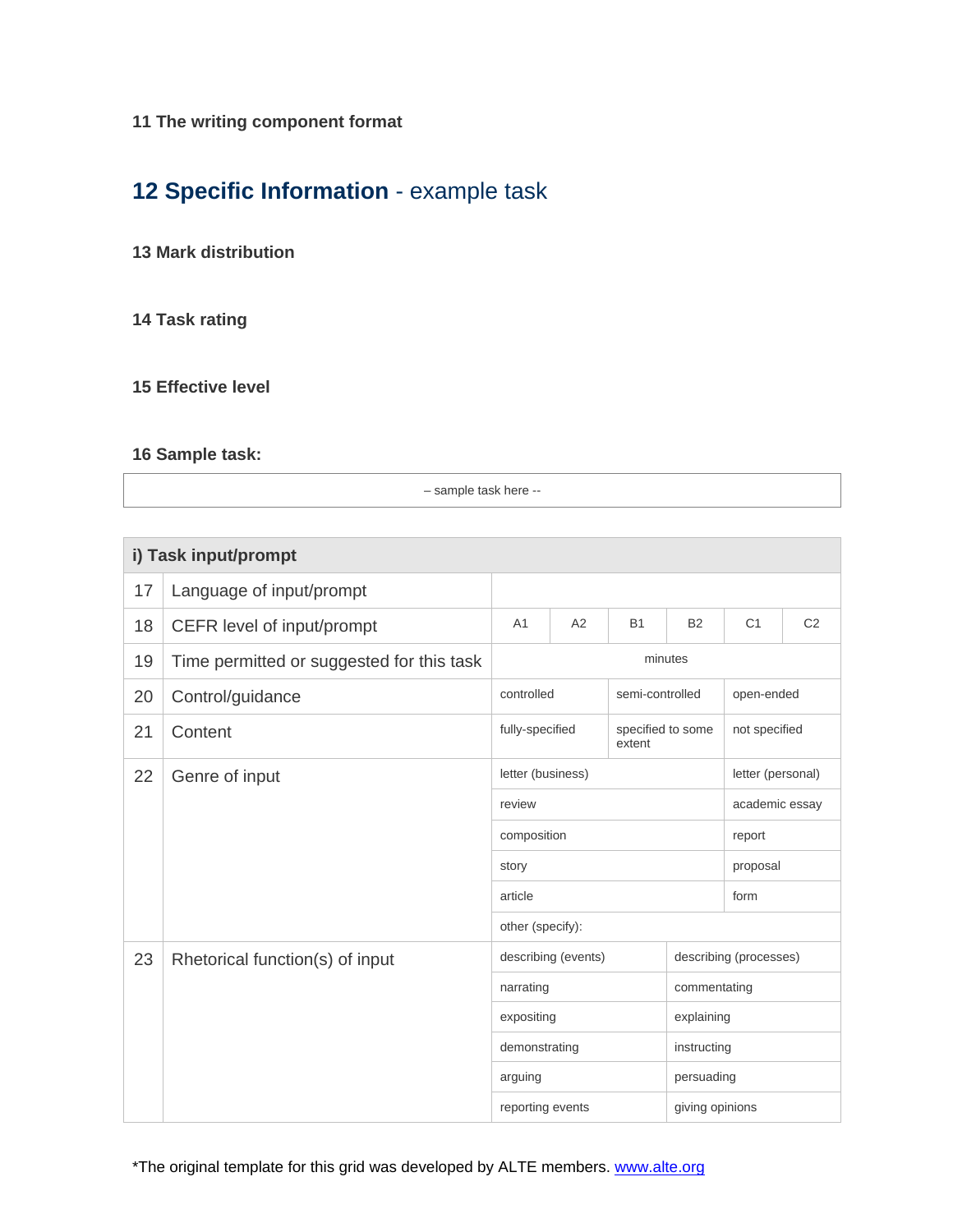**11 The writing component format**

## 12 Specific Information - example task

**13 Mark distribution**

**14 Task rating**

**15 Effective level**

**16 Sample task:**

| – sample task here -- |
|---|

| i) Task input/prompt | | | | | | | | |
|---|---|---|---|---|---|---|---|---|
| 17 | Language of input/prompt | | | | | | | |
| 18 | CEFR level of input/prompt | A1 | A2 | B1 | B2 | C1 | C2 |
| 19 | Time permitted or suggested for this task | minutes | | | | | |
| 20 | Control/guidance | controlled | | semi-controlled | | open-ended | |
| 21 | Content | fully-specified | | specified to some extent | | not specified | |
| 22 | Genre of input | letter (business) | | | | letter (personal) | |
| | | review | | | | academic essay | |
| | | composition | | | | report | |
| | | story | | | | proposal | |
| | | article | | | | form | |
| | | other (specify): | | | | | |
| 23 | Rhetorical function(s) of input | describing (events) | | | describing (processes) | | |
| | | narrating | | | commentating | | |
| | | expositing | | | explaining | | |
| | | demonstrating | | | instructing | | |
| | | arguing | | | persuading | | |
| | | reporting events | | | giving opinions | | |

*The original template for this grid was developed by ALTE members. [www.alte.org](http://www.alte.org)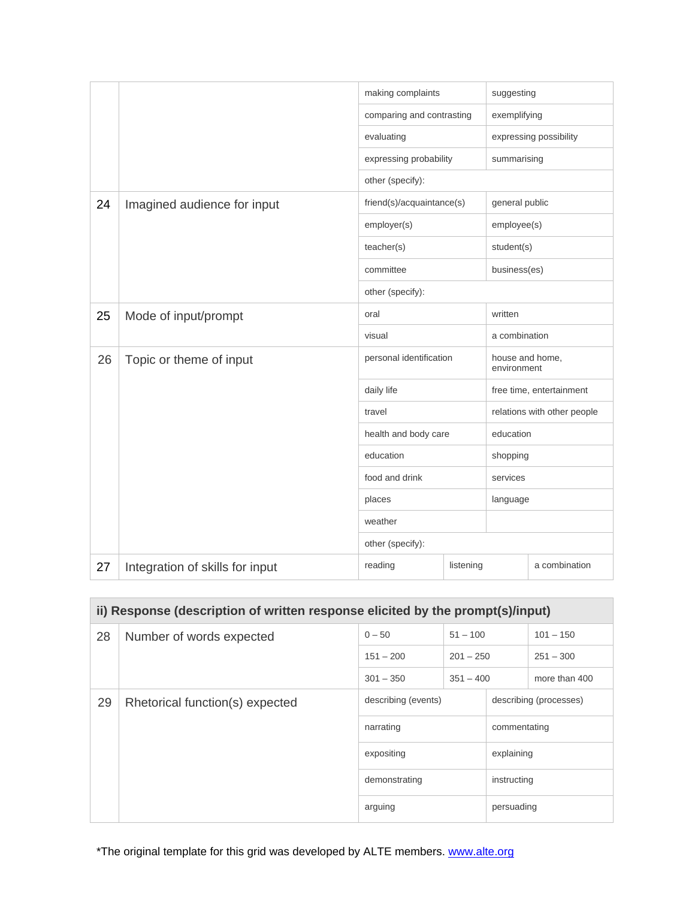| | | | | |
|---|---|---|---|---|
| | | making complaints | suggesting | |
| | | comparing and contrasting | exemplifying | |
| | | evaluating | expressing possibility | |
| | | expressing probability | summarising | |
| | | other (specify): | | |
| 24 | Imagined audience for input | friend(s)/acquaintance(s) | general public | |
| | | employer(s) | employee(s) | |
| | | teacher(s) | student(s) | |
| | | committee | business(es) | |
| | | other (specify): | | |
| 25 | Mode of input/prompt | oral | written | |
| | | visual | a combination | |
| 26 | Topic or theme of input | personal identification | house and home, environment | |
| | | daily life | free time, entertainment | |
| | | travel | relations with other people | |
| | | health and body care | education | |
| | | education | shopping | |
| | | food and drink | services | |
| | | places | language | |
| | | weather | | |
| | | other (specify): | | |
| 27 | Integration of skills for input | reading | listening | a combination |

| ii) Response (description of written response elicited by the prompt(s)/input) | | | | |
|---|---|---|---|---|
| 28 | Number of words expected | 0 – 50 | 51 – 100 | 101 – 150 |
| | | 151 – 200 | 201 – 250 | 251 – 300 |
| | | 301 – 350 | 351 – 400 | more than 400 |
| 29 | Rhetorical function(s) expected | describing (events) | describing (processes) | |
| | | narrating | commentating | |
| | | expositing | explaining | |
| | | demonstrating | instructing | |
| | | arguing | persuading | |

*The original template for this grid was developed by ALTE members. [www.alte.org](http://www.alte.org)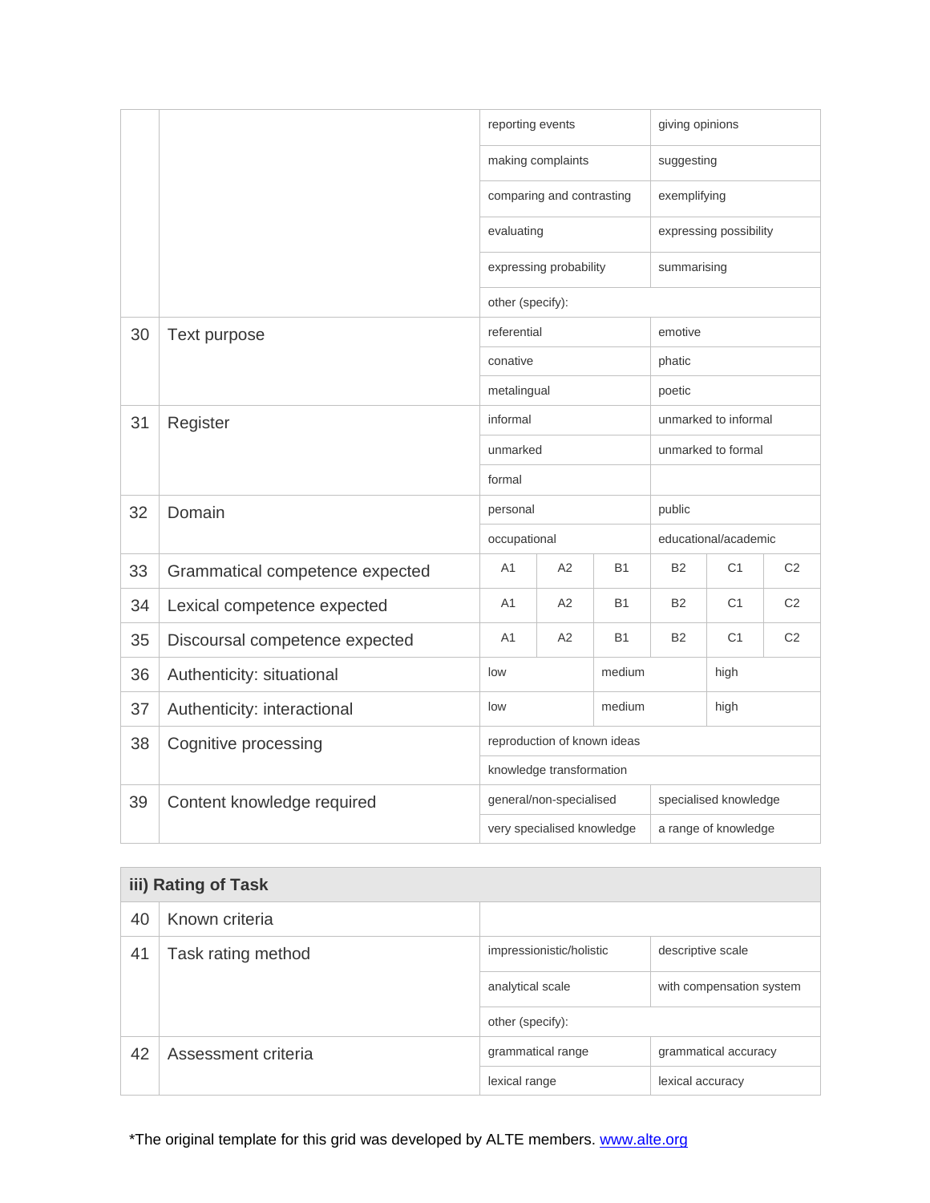| | | | |
|---|---|---|---|
| | | reporting events | giving opinions |
| | | making complaints | suggesting |
| | | comparing and contrasting | exemplifying |
| | | evaluating | expressing possibility |
| | | expressing probability | summarising |
| | | other (specify): | |
| 30 | Text purpose | referential | emotive |
| | | conative | phatic |
| | | metalingual | poetic |
| 31 | Register | informal | unmarked to informal |
| | | unmarked | unmarked to formal |
| | | formal | |
| 32 | Domain | personal | public |
| | | occupational | educational/academic |

| | | | | | | | |
|---|---|---|---|---|---|---|---|
| 33 | Grammatical competence expected | A1 | A2 | B1 | B2 | C1 | C2 |
| 34 | Lexical competence expected | A1 | A2 | B1 | B2 | C1 | C2 |
| 35 | Discoursal competence expected | A1 | A2 | B1 | B2 | C1 | C2 |

| | | | | |
|---|---|---|---|---|
| 36 | Authenticity: situational | low | medium | high |
| 37 | Authenticity: interactional | low | medium | high |

| | | | |
|---|---|---|---|
| 38 | Cognitive processing | reproduction of known ideas | |
| | | knowledge transformation | |
| 39 | Content knowledge required | general/non-specialised | specialised knowledge |
| | | very specialised knowledge | a range of knowledge |

| **iii) Rating of Task** | | | |
|---|---|---|---|
| 40 | Known criteria | | |
| 41 | Task rating method | impressionistic/holistic | descriptive scale |
| | | analytical scale | with compensation system |
| | | other (specify): | |
| 42 | Assessment criteria | grammatical range | grammatical accuracy |
| | | lexical range | lexical accuracy |

*The original template for this grid was developed by ALTE members. [www.alte.org](http://www.alte.org)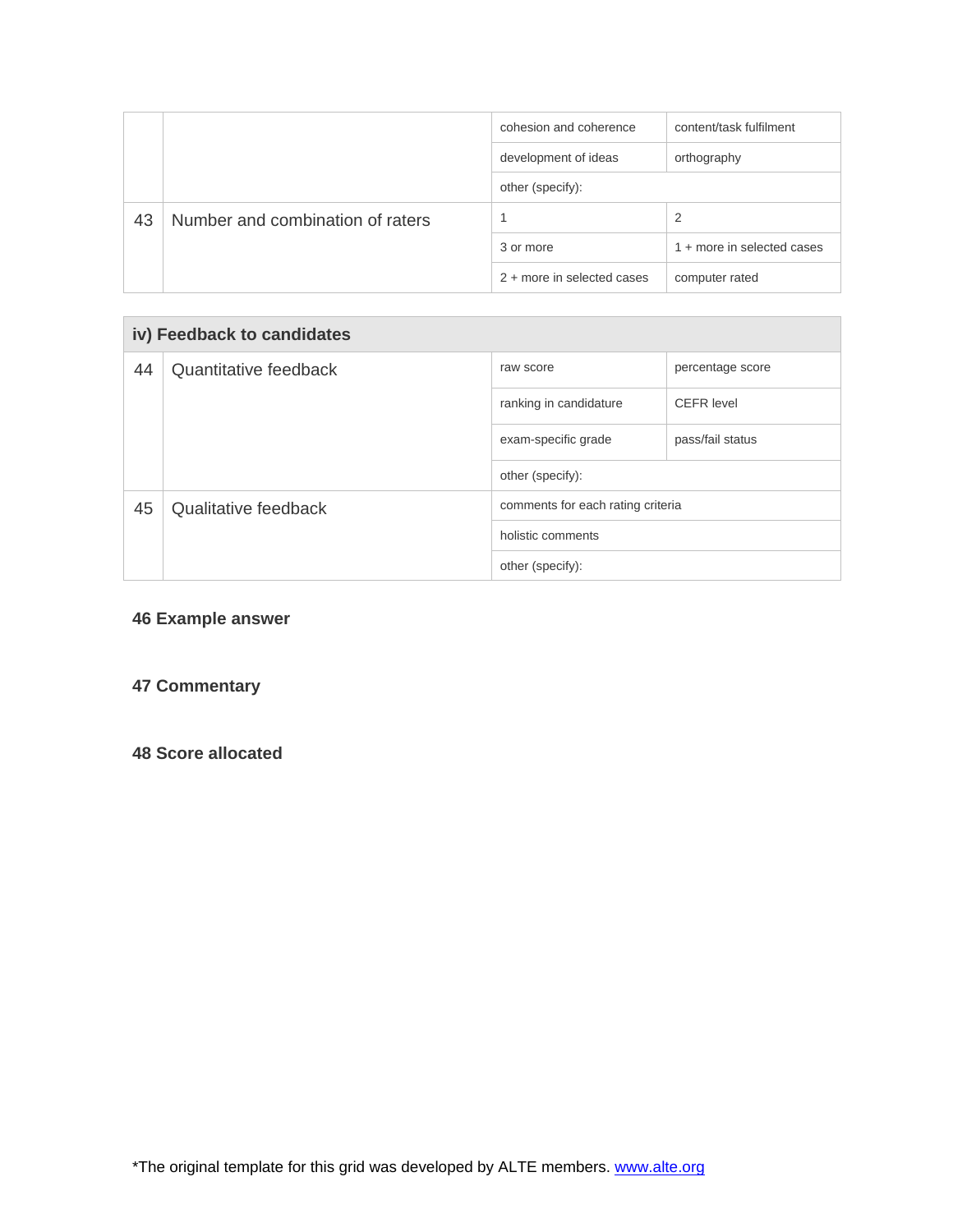| | | | |
|---|---|---|---|
| | | cohesion and coherence | content/task fulfilment |
| | | development of ideas | orthography |
| | | other (specify): | |
| 43 | Number and combination of raters | 1 | 2 |
| | | 3 or more | 1 + more in selected cases |
| | | 2 + more in selected cases | computer rated |

| **iv) Feedback to candidates** | | | |
|---|---|---|---|
| 44 | Quantitative feedback | raw score | percentage score |
| | | ranking in candidature | CEFR level |
| | | exam-specific grade | pass/fail status |
| | | other (specify): | |
| 45 | Qualitative feedback | comments for each rating criteria | |
| | | holistic comments | |
| | | other (specify): | |

**46 Example answer**

**47 Commentary**

**48 Score allocated**

*The original template for this grid was developed by ALTE members. www.alte.org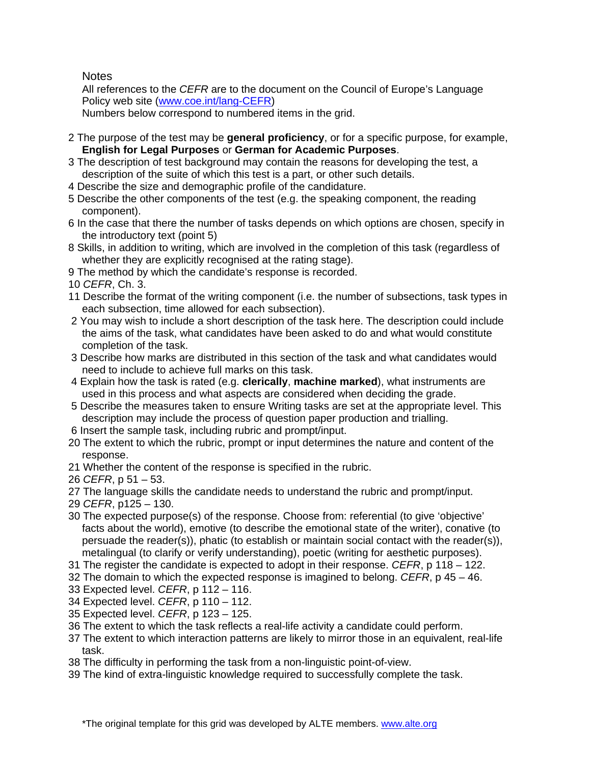Notes

All references to the *CEFR* are to the document on the Council of Europe's Language Policy web site (www.coe.int/lang-CEFR)

Numbers below correspond to numbered items in the grid.

2 The purpose of the test may be **general proficiency**, or for a specific purpose, for example, **English for Legal Purposes** or **German for Academic Purposes**.

3 The description of test background may contain the reasons for developing the test, a description of the suite of which this test is a part, or other such details.

4 Describe the size and demographic profile of the candidature.

5 Describe the other components of the test (e.g. the speaking component, the reading component).

6 In the case that there the number of tasks depends on which options are chosen, specify in the introductory text (point 5)

8 Skills, in addition to writing, which are involved in the completion of this task (regardless of whether they are explicitly recognised at the rating stage).

9 The method by which the candidate's response is recorded.

10 *CEFR*, Ch. 3.

11 Describe the format of the writing component (i.e. the number of subsections, task types in each subsection, time allowed for each subsection).

2 You may wish to include a short description of the task here. The description could include the aims of the task, what candidates have been asked to do and what would constitute completion of the task.

3 Describe how marks are distributed in this section of the task and what candidates would need to include to achieve full marks on this task.

4 Explain how the task is rated (e.g. **clerically**, **machine marked**), what instruments are used in this process and what aspects are considered when deciding the grade.

5 Describe the measures taken to ensure Writing tasks are set at the appropriate level. This description may include the process of question paper production and trialling.

6 Insert the sample task, including rubric and prompt/input.

20 The extent to which the rubric, prompt or input determines the nature and content of the response.

21 Whether the content of the response is specified in the rubric.

26 *CEFR*, p 51 – 53.

27 The language skills the candidate needs to understand the rubric and prompt/input.

29 *CEFR*, p125 – 130.

30 The expected purpose(s) of the response. Choose from: referential (to give 'objective' facts about the world), emotive (to describe the emotional state of the writer), conative (to persuade the reader(s)), phatic (to establish or maintain social contact with the reader(s)), metalingual (to clarify or verify understanding), poetic (writing for aesthetic purposes).

31 The register the candidate is expected to adopt in their response. *CEFR*, p 118 – 122.

32 The domain to which the expected response is imagined to belong. *CEFR*, p 45 – 46.

33 Expected level. *CEFR*, p 112 – 116.

34 Expected level. *CEFR*, p 110 – 112.

35 Expected level. *CEFR*, p 123 – 125.

36 The extent to which the task reflects a real-life activity a candidate could perform.

37 The extent to which interaction patterns are likely to mirror those in an equivalent, real-life task.

38 The difficulty in performing the task from a non-linguistic point-of-view.

39 The kind of extra-linguistic knowledge required to successfully complete the task.

*The original template for this grid was developed by ALTE members. www.alte.org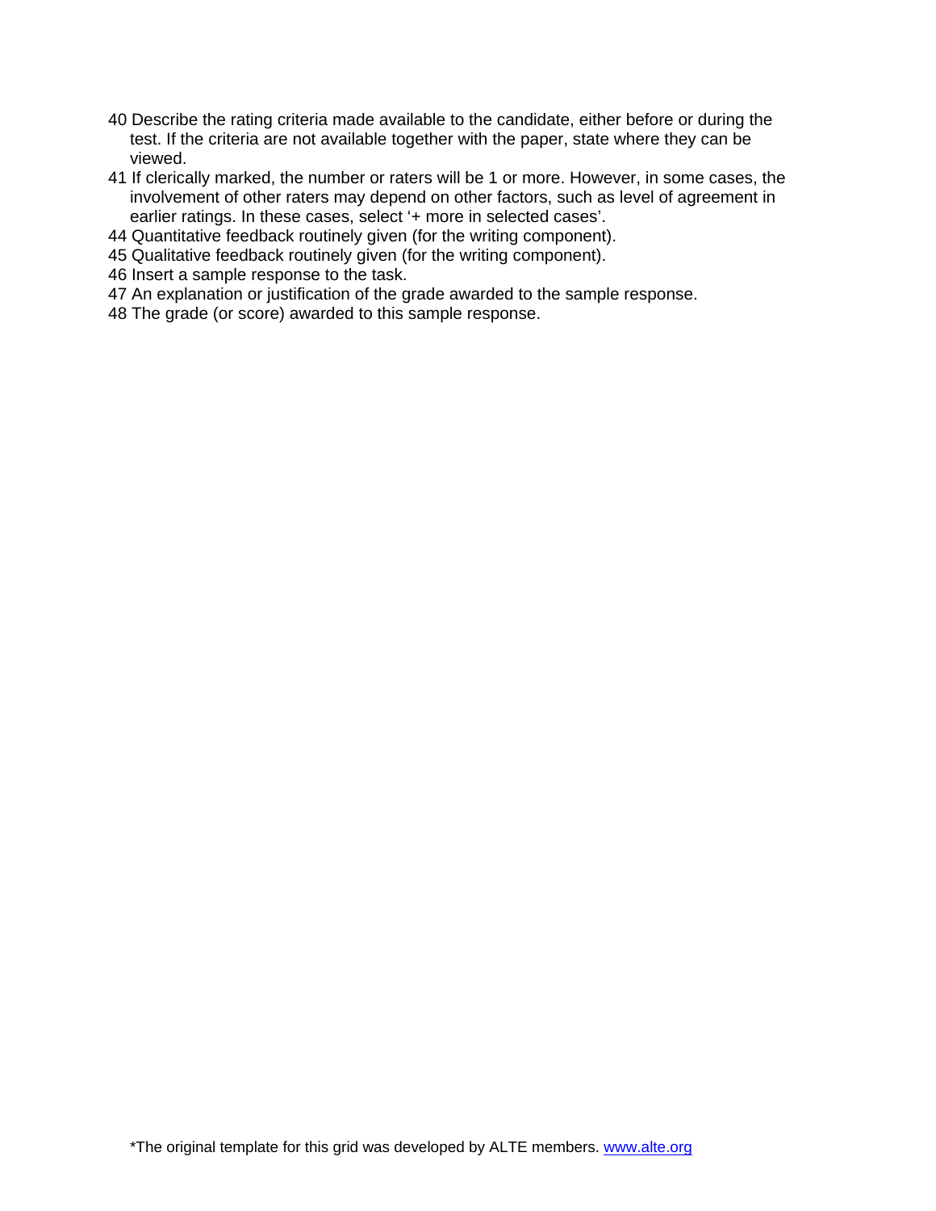40 Describe the rating criteria made available to the candidate, either before or during the test. If the criteria are not available together with the paper, state where they can be viewed.

41 If clerically marked, the number or raters will be 1 or more. However, in some cases, the involvement of other raters may depend on other factors, such as level of agreement in earlier ratings. In these cases, select '+ more in selected cases'.

44 Quantitative feedback routinely given (for the writing component).

45 Qualitative feedback routinely given (for the writing component).

46 Insert a sample response to the task.

47 An explanation or justification of the grade awarded to the sample response.

48 The grade (or score) awarded to this sample response.

*The original template for this grid was developed by ALTE members. www.alte.org